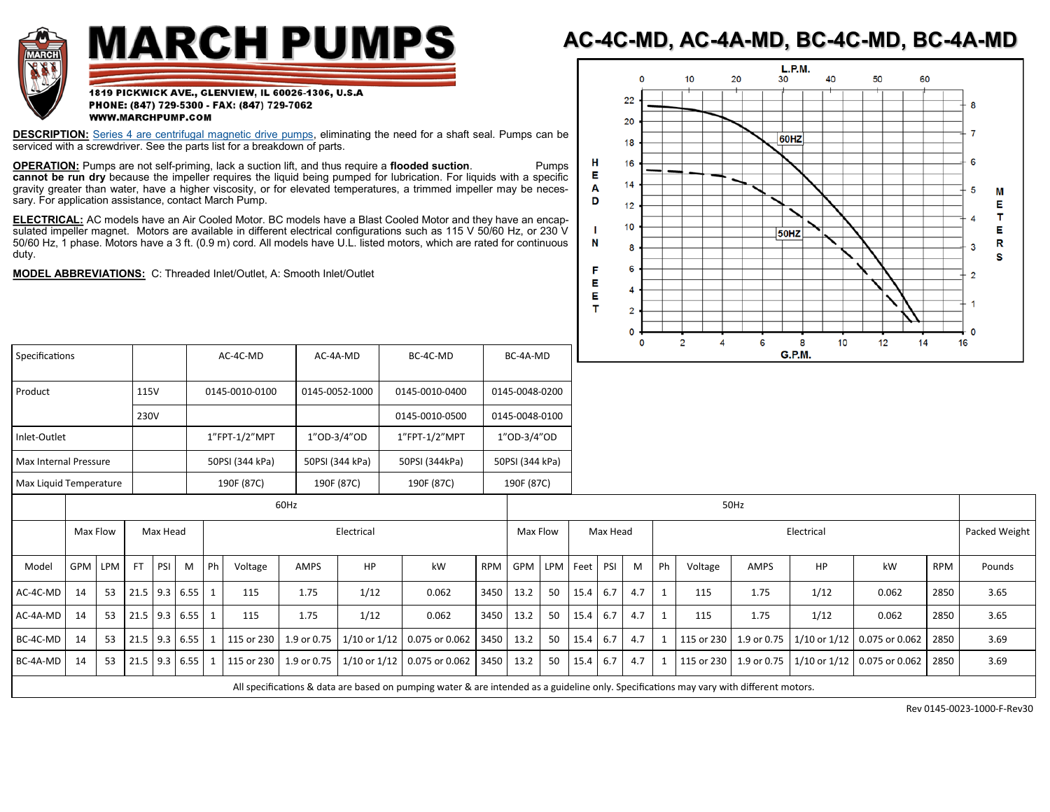# MARCH PUMPS

1819 PICKWICK AVE., GLENVIEW, IL 60026-1306, U.S.A
PHONE: (847) 729-5300 - FAX: (847) 729-7062
WWW.MARCHPUMP.COM

## AC-4C-MD, AC-4A-MD, BC-4C-MD, BC-4A-MD

**DESCRIPTION:** Series 4 are centrifugal magnetic drive pumps, eliminating the need for a shaft seal. Pumps can be serviced with a screwdriver. See the parts list for a breakdown of parts.

**OPERATION:** Pumps are not self-priming, lack a suction lift, and thus require a **flooded suction**. Pumps **cannot be run dry** because the impeller requires the liquid being pumped for lubrication. For liquids with a specific gravity greater than water, have a higher viscosity, or for elevated temperatures, a trimmed impeller may be necessary. For application assistance, contact March Pump.

**ELECTRICAL:** AC models have an Air Cooled Motor. BC models have a Blast Cooled Motor and they have an encapsulated impeller magnet. Motors are available in different electrical configurations such as 115 V 50/60 Hz, or 230 V 50/60 Hz, 1 phase. Motors have a 3 ft. (0.9 m) cord. All models have U.L. listed motors, which are rated for continuous duty.

**MODEL ABBREVIATIONS:** C: Threaded Inlet/Outlet, A: Smooth Inlet/Outlet

| Specifications | | AC-4C-MD | AC-4A-MD | BC-4C-MD | BC-4A-MD |
|---|---|---|---|---|---|
| Product | 115V | 0145-0010-0100 | 0145-0052-1000 | 0145-0010-0400 | 0145-0048-0200 |
| | 230V | | | 0145-0010-0500 | 0145-0048-0100 |
| Inlet-Outlet | | 1"FPT-1/2"MPT | 1"OD-3/4"OD | 1"FPT-1/2"MPT | 1"OD-3/4"OD |
| Max Internal Pressure | | 50PSI (344 kPa) | 50PSI (344 kPa) | 50PSI (344kPa) | 50PSI (344 kPa) |
| Max Liquid Temperature | | 190F (87C) | 190F (87C) | 190F (87C) | 190F (87C) |

| | 60Hz | | | | | | | | | | | 50Hz | | | | | | | | | | | |
|---|---|---|---|---|---|---|---|---|---|---|---|---|---|---|---|---|---|---|---|---|---|---|---|
| | Max Flow | | Max Head | | | Electrical | | | | | | Max Flow | | Max Head | | | Electrical | | | | | | Packed Weight |
| Model | GPM | LPM | FT | PSI | M | Ph | Voltage | AMPS | HP | kW | RPM | GPM | LPM | Feet | PSI | M | Ph | Voltage | AMPS | HP | kW | RPM | Pounds |
| AC-4C-MD | 14 | 53 | 21.5 | 9.3 | 6.55 | 1 | 115 | 1.75 | 1/12 | 0.062 | 3450 | 13.2 | 50 | 15.4 | 6.7 | 4.7 | 1 | 115 | 1.75 | 1/12 | 0.062 | 2850 | 3.65 |
| AC-4A-MD | 14 | 53 | 21.5 | 9.3 | 6.55 | 1 | 115 | 1.75 | 1/12 | 0.062 | 3450 | 13.2 | 50 | 15.4 | 6.7 | 4.7 | 1 | 115 | 1.75 | 1/12 | 0.062 | 2850 | 3.65 |
| BC-4C-MD | 14 | 53 | 21.5 | 9.3 | 6.55 | 1 | 115 or 230 | 1.9 or 0.75 | 1/10 or 1/12 | 0.075 or 0.062 | 3450 | 13.2 | 50 | 15.4 | 6.7 | 4.7 | 1 | 115 or 230 | 1.9 or 0.75 | 1/10 or 1/12 | 0.075 or 0.062 | 2850 | 3.69 |
| BC-4A-MD | 14 | 53 | 21.5 | 9.3 | 6.55 | 1 | 115 or 230 | 1.9 or 0.75 | 1/10 or 1/12 | 0.075 or 0.062 | 3450 | 13.2 | 50 | 15.4 | 6.7 | 4.7 | 1 | 115 or 230 | 1.9 or 0.75 | 1/10 or 1/12 | 0.075 or 0.062 | 2850 | 3.69 |

All specifications & data are based on pumping water & are intended as a guideline only. Specifications may vary with different motors.

Rev 0145-0023-1000-F-Rev30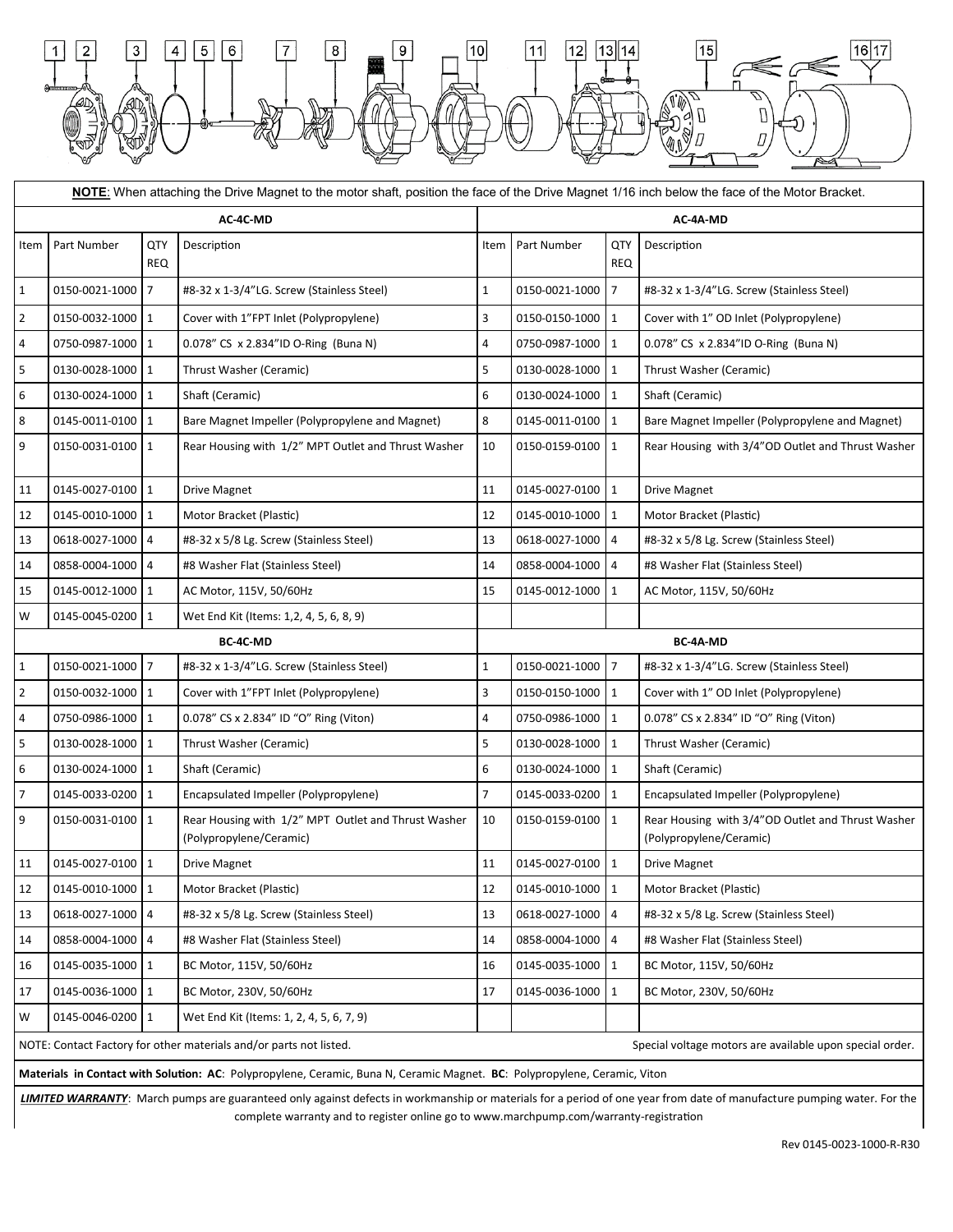1 2 3 4 5 6 7 8 9 10 11 12 13 14 15 16 17

**NOTE**: When attaching the Drive Magnet to the motor shaft, position the face of the Drive Magnet 1/16 inch below the face of the Motor Bracket.

| AC-4C-MD | | | | AC-4A-MD | | | |
|---|---|---|---|---|---|---|---|
| Item | Part Number | QTY REQ | Description | Item | Part Number | QTY REQ | Description |
| 1 | 0150-0021-1000 | 7 | #8-32 x 1-3/4"LG. Screw (Stainless Steel) | 1 | 0150-0021-1000 | 7 | #8-32 x 1-3/4"LG. Screw (Stainless Steel) |
| 2 | 0150-0032-1000 | 1 | Cover with 1"FPT Inlet (Polypropylene) | 3 | 0150-0150-1000 | 1 | Cover with 1" OD Inlet (Polypropylene) |
| 4 | 0750-0987-1000 | 1 | 0.078" CS x 2.834"ID O-Ring (Buna N) | 4 | 0750-0987-1000 | 1 | 0.078" CS x 2.834"ID O-Ring (Buna N) |
| 5 | 0130-0028-1000 | 1 | Thrust Washer (Ceramic) | 5 | 0130-0028-1000 | 1 | Thrust Washer (Ceramic) |
| 6 | 0130-0024-1000 | 1 | Shaft (Ceramic) | 6 | 0130-0024-1000 | 1 | Shaft (Ceramic) |
| 8 | 0145-0011-0100 | 1 | Bare Magnet Impeller (Polypropylene and Magnet) | 8 | 0145-0011-0100 | 1 | Bare Magnet Impeller (Polypropylene and Magnet) |
| 9 | 0150-0031-0100 | 1 | Rear Housing with 1/2" MPT Outlet and Thrust Washer | 10 | 0150-0159-0100 | 1 | Rear Housing with 3/4"OD Outlet and Thrust Washer |
| 11 | 0145-0027-0100 | 1 | Drive Magnet | 11 | 0145-0027-0100 | 1 | Drive Magnet |
| 12 | 0145-0010-1000 | 1 | Motor Bracket (Plastic) | 12 | 0145-0010-1000 | 1 | Motor Bracket (Plastic) |
| 13 | 0618-0027-1000 | 4 | #8-32 x 5/8 Lg. Screw (Stainless Steel) | 13 | 0618-0027-1000 | 4 | #8-32 x 5/8 Lg. Screw (Stainless Steel) |
| 14 | 0858-0004-1000 | 4 | #8 Washer Flat (Stainless Steel) | 14 | 0858-0004-1000 | 4 | #8 Washer Flat (Stainless Steel) |
| 15 | 0145-0012-1000 | 1 | AC Motor, 115V, 50/60Hz | 15 | 0145-0012-1000 | 1 | AC Motor, 115V, 50/60Hz |
| W | 0145-0045-0200 | 1 | Wet End Kit (Items: 1,2, 4, 5, 6, 8, 9) | | | | |
| **BC-4C-MD** | | | | **BC-4A-MD** | | | |
| 1 | 0150-0021-1000 | 7 | #8-32 x 1-3/4"LG. Screw (Stainless Steel) | 1 | 0150-0021-1000 | 7 | #8-32 x 1-3/4"LG. Screw (Stainless Steel) |
| 2 | 0150-0032-1000 | 1 | Cover with 1"FPT Inlet (Polypropylene) | 3 | 0150-0150-1000 | 1 | Cover with 1" OD Inlet (Polypropylene) |
| 4 | 0750-0986-1000 | 1 | 0.078" CS x 2.834" ID "O" Ring (Viton) | 4 | 0750-0986-1000 | 1 | 0.078" CS x 2.834" ID "O" Ring (Viton) |
| 5 | 0130-0028-1000 | 1 | Thrust Washer (Ceramic) | 5 | 0130-0028-1000 | 1 | Thrust Washer (Ceramic) |
| 6 | 0130-0024-1000 | 1 | Shaft (Ceramic) | 6 | 0130-0024-1000 | 1 | Shaft (Ceramic) |
| 7 | 0145-0033-0200 | 1 | Encapsulated Impeller (Polypropylene) | 7 | 0145-0033-0200 | 1 | Encapsulated Impeller (Polypropylene) |
| 9 | 0150-0031-0100 | 1 | Rear Housing with 1/2" MPT Outlet and Thrust Washer (Polypropylene/Ceramic) | 10 | 0150-0159-0100 | 1 | Rear Housing with 3/4"OD Outlet and Thrust Washer (Polypropylene/Ceramic) |
| 11 | 0145-0027-0100 | 1 | Drive Magnet | 11 | 0145-0027-0100 | 1 | Drive Magnet |
| 12 | 0145-0010-1000 | 1 | Motor Bracket (Plastic) | 12 | 0145-0010-1000 | 1 | Motor Bracket (Plastic) |
| 13 | 0618-0027-1000 | 4 | #8-32 x 5/8 Lg. Screw (Stainless Steel) | 13 | 0618-0027-1000 | 4 | #8-32 x 5/8 Lg. Screw (Stainless Steel) |
| 14 | 0858-0004-1000 | 4 | #8 Washer Flat (Stainless Steel) | 14 | 0858-0004-1000 | 4 | #8 Washer Flat (Stainless Steel) |
| 16 | 0145-0035-1000 | 1 | BC Motor, 115V, 50/60Hz | 16 | 0145-0035-1000 | 1 | BC Motor, 115V, 50/60Hz |
| 17 | 0145-0036-1000 | 1 | BC Motor, 230V, 50/60Hz | 17 | 0145-0036-1000 | 1 | BC Motor, 230V, 50/60Hz |
| W | 0145-0046-0200 | 1 | Wet End Kit (Items: 1, 2, 4, 5, 6, 7, 9) | | | | |

NOTE: Contact Factory for other materials and/or parts not listed.

Special voltage motors are available upon special order.

**Materials in Contact with Solution: AC**: Polypropylene, Ceramic, Buna N, Ceramic Magnet. **BC**: Polypropylene, Ceramic, Viton

***LIMITED WARRANTY***: March pumps are guaranteed only against defects in workmanship or materials for a period of one year from date of manufacture pumping water. For the complete warranty and to register online go to www.marchpump.com/warranty-registration

Rev 0145-0023-1000-R-R30